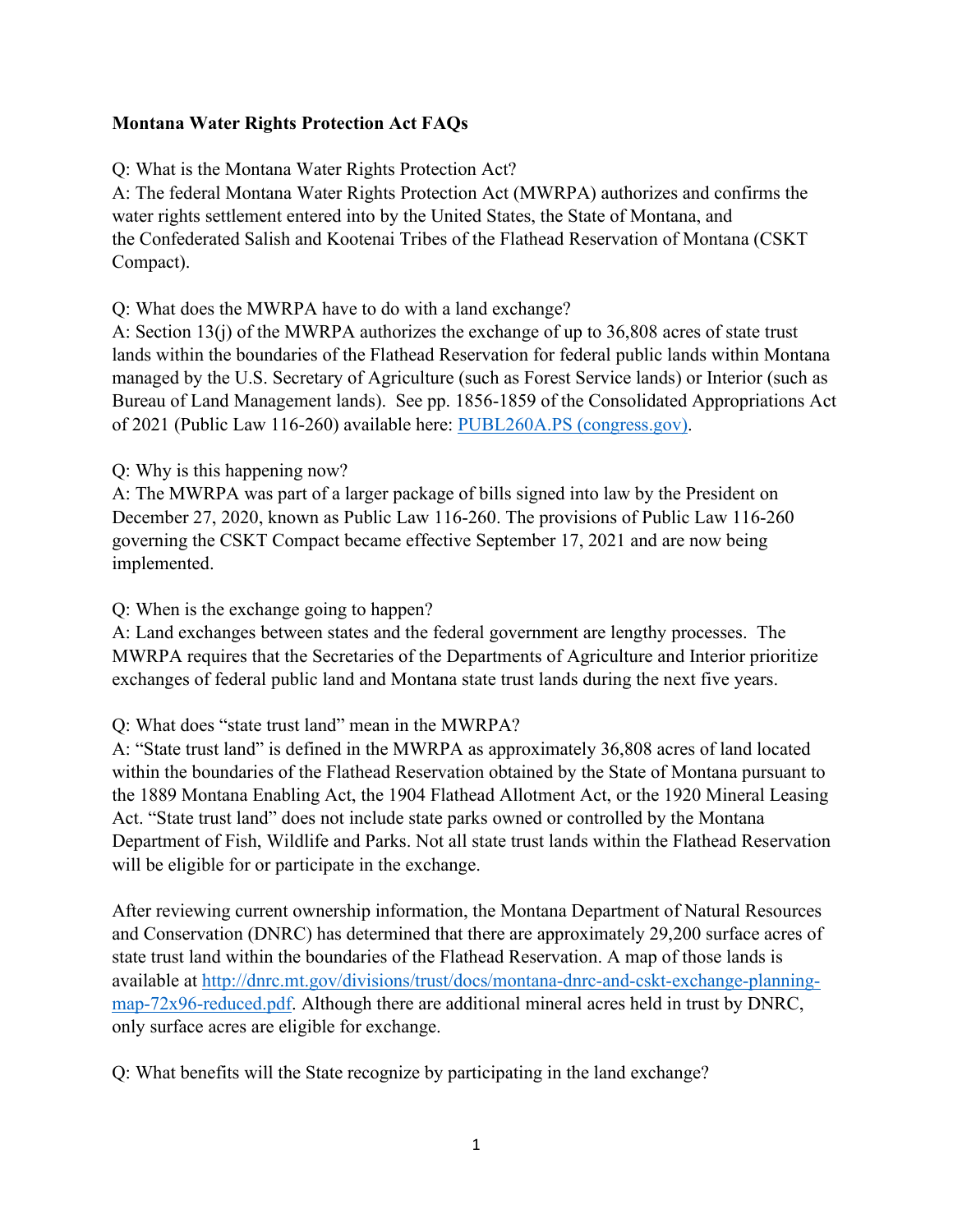**Montana Water Rights Protection Act FAQs**

Q: What is the Montana Water Rights Protection Act?
A: The federal Montana Water Rights Protection Act (MWRPA) authorizes and confirms the water rights settlement entered into by the United States, the State of Montana, and the Confederated Salish and Kootenai Tribes of the Flathead Reservation of Montana (CSKT Compact).

Q: What does the MWRPA have to do with a land exchange?
A: Section 13(j) of the MWRPA authorizes the exchange of up to 36,808 acres of state trust lands within the boundaries of the Flathead Reservation for federal public lands within Montana managed by the U.S. Secretary of Agriculture (such as Forest Service lands) or Interior (such as Bureau of Land Management lands). See pp. 1856-1859 of the Consolidated Appropriations Act of 2021 (Public Law 116-260) available here: [PUBL260A.PS (congress.gov)](PUBL260A.PS (congress.gov)).

Q: Why is this happening now?
A: The MWRPA was part of a larger package of bills signed into law by the President on December 27, 2020, known as Public Law 116-260. The provisions of Public Law 116-260 governing the CSKT Compact became effective September 17, 2021 and are now being implemented.

Q: When is the exchange going to happen?
A: Land exchanges between states and the federal government are lengthy processes. The MWRPA requires that the Secretaries of the Departments of Agriculture and Interior prioritize exchanges of federal public land and Montana state trust lands during the next five years.

Q: What does "state trust land" mean in the MWRPA?
A: "State trust land" is defined in the MWRPA as approximately 36,808 acres of land located within the boundaries of the Flathead Reservation obtained by the State of Montana pursuant to the 1889 Montana Enabling Act, the 1904 Flathead Allotment Act, or the 1920 Mineral Leasing Act. "State trust land" does not include state parks owned or controlled by the Montana Department of Fish, Wildlife and Parks. Not all state trust lands within the Flathead Reservation will be eligible for or participate in the exchange.

After reviewing current ownership information, the Montana Department of Natural Resources and Conservation (DNRC) has determined that there are approximately 29,200 surface acres of state trust land within the boundaries of the Flathead Reservation. A map of those lands is available at [http://dnrc.mt.gov/divisions/trust/docs/montana-dnrc-and-cskt-exchange-planning-map-72x96-reduced.pdf](http://dnrc.mt.gov/divisions/trust/docs/montana-dnrc-and-cskt-exchange-planning-map-72x96-reduced.pdf). Although there are additional mineral acres held in trust by DNRC, only surface acres are eligible for exchange.

Q: What benefits will the State recognize by participating in the land exchange?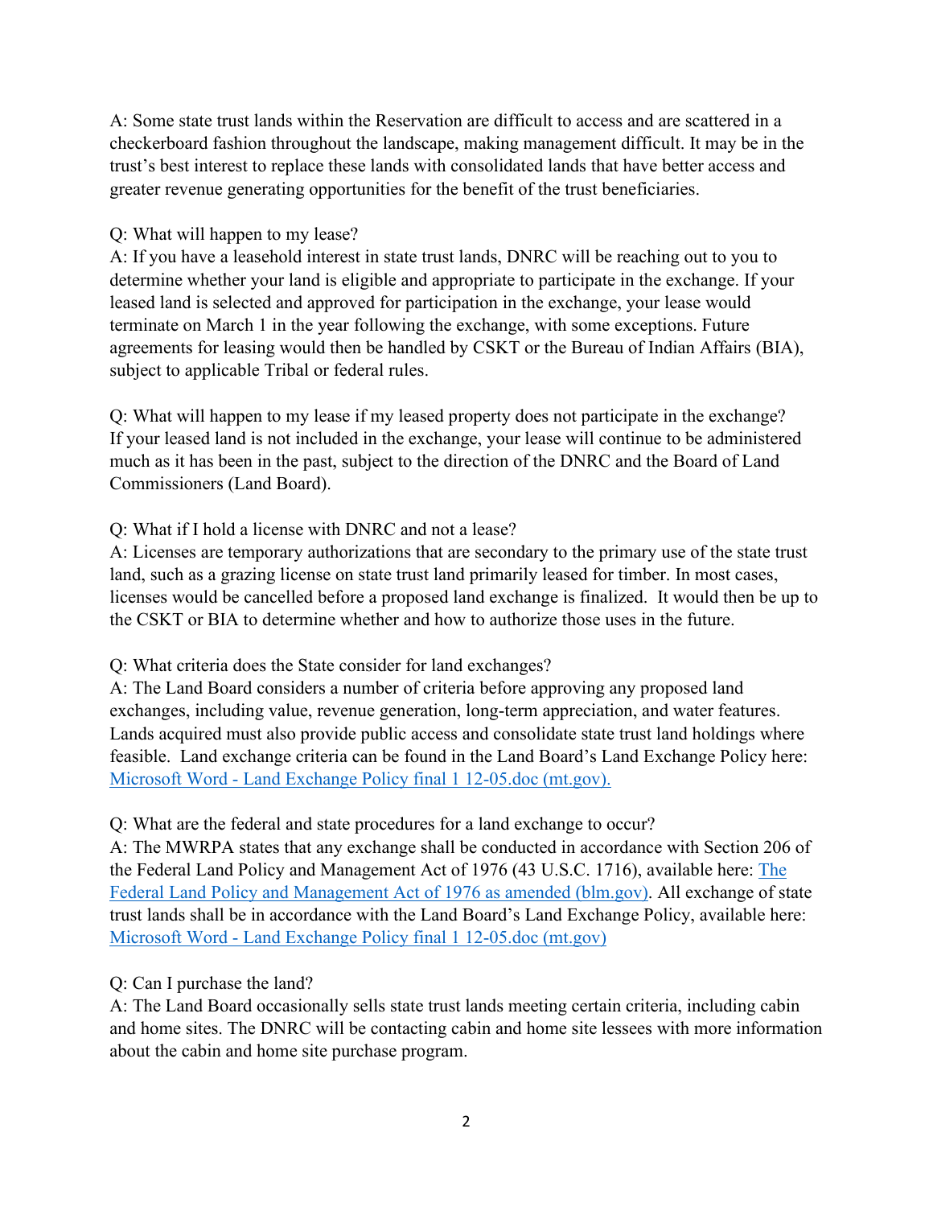A: Some state trust lands within the Reservation are difficult to access and are scattered in a checkerboard fashion throughout the landscape, making management difficult. It may be in the trust's best interest to replace these lands with consolidated lands that have better access and greater revenue generating opportunities for the benefit of the trust beneficiaries.

Q: What will happen to my lease?
A: If you have a leasehold interest in state trust lands, DNRC will be reaching out to you to determine whether your land is eligible and appropriate to participate in the exchange. If your leased land is selected and approved for participation in the exchange, your lease would terminate on March 1 in the year following the exchange, with some exceptions. Future agreements for leasing would then be handled by CSKT or the Bureau of Indian Affairs (BIA), subject to applicable Tribal or federal rules.

Q: What will happen to my lease if my leased property does not participate in the exchange?
If your leased land is not included in the exchange, your lease will continue to be administered much as it has been in the past, subject to the direction of the DNRC and the Board of Land Commissioners (Land Board).

Q: What if I hold a license with DNRC and not a lease?
A: Licenses are temporary authorizations that are secondary to the primary use of the state trust land, such as a grazing license on state trust land primarily leased for timber. In most cases, licenses would be cancelled before a proposed land exchange is finalized. It would then be up to the CSKT or BIA to determine whether and how to authorize those uses in the future.

Q: What criteria does the State consider for land exchanges?
A: The Land Board considers a number of criteria before approving any proposed land exchanges, including value, revenue generation, long-term appreciation, and water features. Lands acquired must also provide public access and consolidate state trust land holdings where feasible. Land exchange criteria can be found in the Land Board's Land Exchange Policy here: [Microsoft Word - Land Exchange Policy final 1 12-05.doc (mt.gov).]()

Q: What are the federal and state procedures for a land exchange to occur?
A: The MWRPA states that any exchange shall be conducted in accordance with Section 206 of the Federal Land Policy and Management Act of 1976 (43 U.S.C. 1716), available here: [The Federal Land Policy and Management Act of 1976 as amended (blm.gov)](). All exchange of state trust lands shall be in accordance with the Land Board's Land Exchange Policy, available here: [Microsoft Word - Land Exchange Policy final 1 12-05.doc (mt.gov)]()

Q: Can I purchase the land?
A: The Land Board occasionally sells state trust lands meeting certain criteria, including cabin and home sites. The DNRC will be contacting cabin and home site lessees with more information about the cabin and home site purchase program.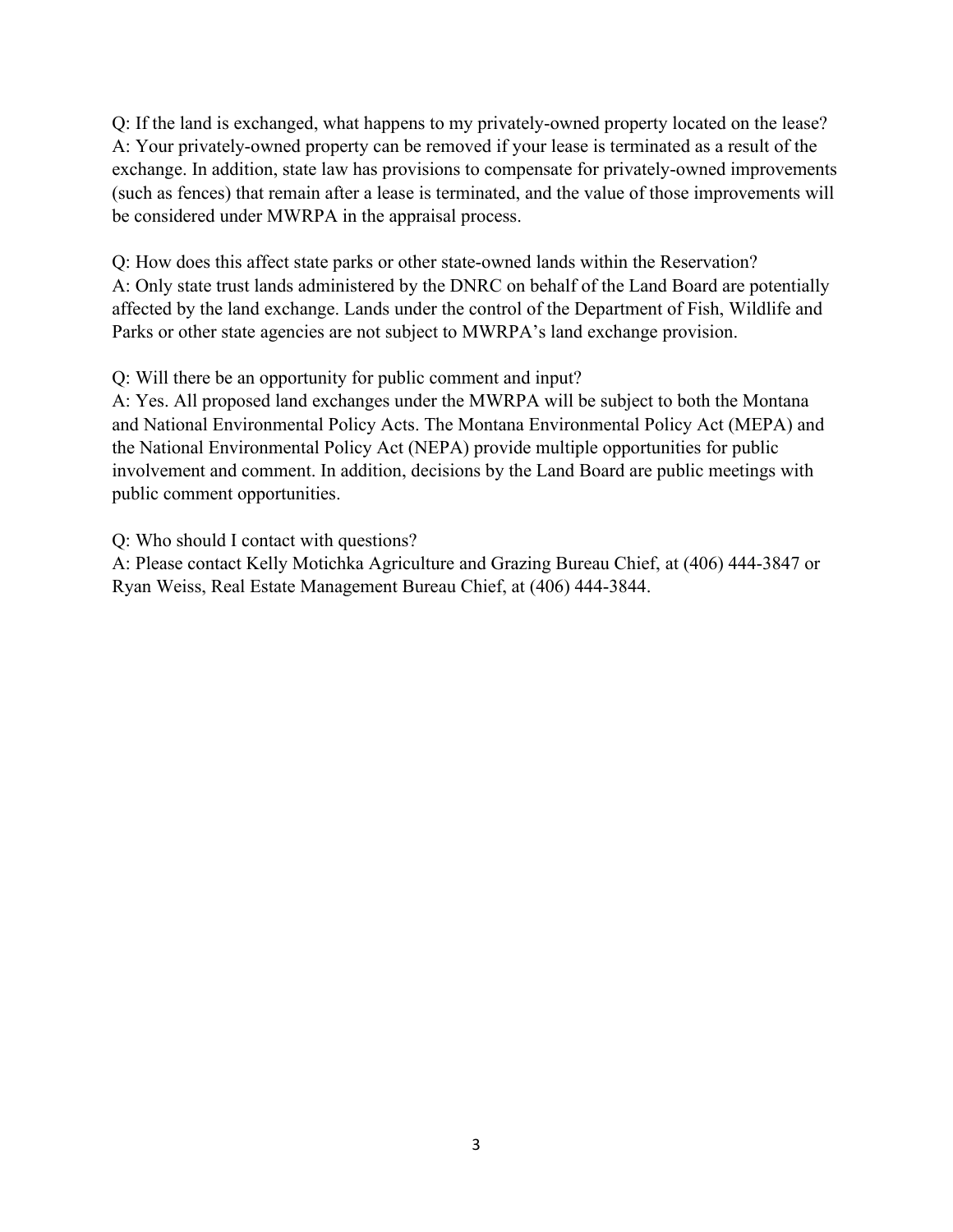Q: If the land is exchanged, what happens to my privately-owned property located on the lease?
A: Your privately-owned property can be removed if your lease is terminated as a result of the exchange. In addition, state law has provisions to compensate for privately-owned improvements (such as fences) that remain after a lease is terminated, and the value of those improvements will be considered under MWRPA in the appraisal process.

Q: How does this affect state parks or other state-owned lands within the Reservation?
A: Only state trust lands administered by the DNRC on behalf of the Land Board are potentially affected by the land exchange. Lands under the control of the Department of Fish, Wildlife and Parks or other state agencies are not subject to MWRPA's land exchange provision.

Q: Will there be an opportunity for public comment and input?
A: Yes. All proposed land exchanges under the MWRPA will be subject to both the Montana and National Environmental Policy Acts. The Montana Environmental Policy Act (MEPA) and the National Environmental Policy Act (NEPA) provide multiple opportunities for public involvement and comment. In addition, decisions by the Land Board are public meetings with public comment opportunities.

Q: Who should I contact with questions?
A: Please contact Kelly Motichka Agriculture and Grazing Bureau Chief, at (406) 444-3847 or Ryan Weiss, Real Estate Management Bureau Chief, at (406) 444-3844.